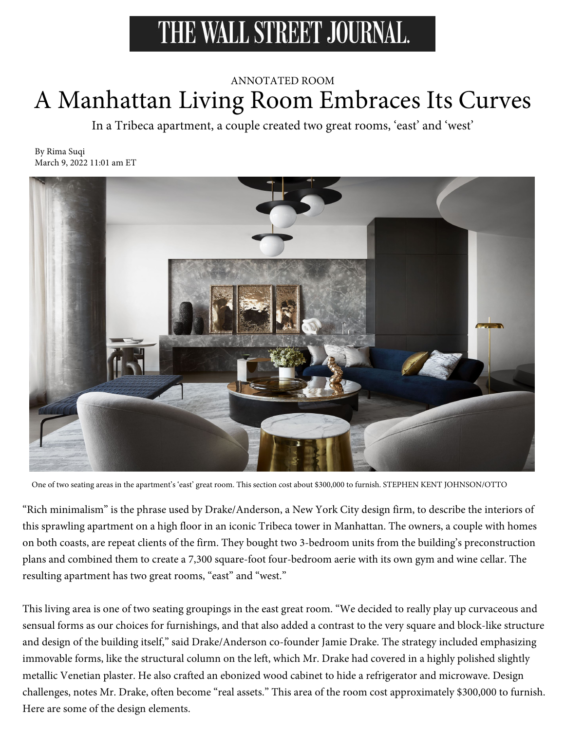# THE WALL STREET JOURNAL.

ANNOTATED ROOM

## A Manhattan Living Room Embraces Its Curves

In a Tribeca apartment, a couple created two great rooms, 'east' and 'west'

By Rima Suqi
March 9, 2022 11:01 am ET

One of two seating areas in the apartment's 'east' great room. This section cost about $300,000 to furnish. STEPHEN KENT JOHNSON/OTTO

"Rich minimalism" is the phrase used by Drake/Anderson, a New York City design firm, to describe the interiors of this sprawling apartment on a high floor in an iconic Tribeca tower in Manhattan. The owners, a couple with homes on both coasts, are repeat clients of the firm. They bought two 3-bedroom units from the building's preconstruction plans and combined them to create a 7,300 square-foot four-bedroom aerie with its own gym and wine cellar. The resulting apartment has two great rooms, "east" and "west."

This living area is one of two seating groupings in the east great room. "We decided to really play up curvaceous and sensual forms as our choices for furnishings, and that also added a contrast to the very square and block-like structure and design of the building itself," said Drake/Anderson co-founder Jamie Drake. The strategy included emphasizing immovable forms, like the structural column on the left, which Mr. Drake had covered in a highly polished slightly metallic Venetian plaster. He also crafted an ebonized wood cabinet to hide a refrigerator and microwave. Design challenges, notes Mr. Drake, often become "real assets." This area of the room cost approximately $300,000 to furnish. Here are some of the design elements.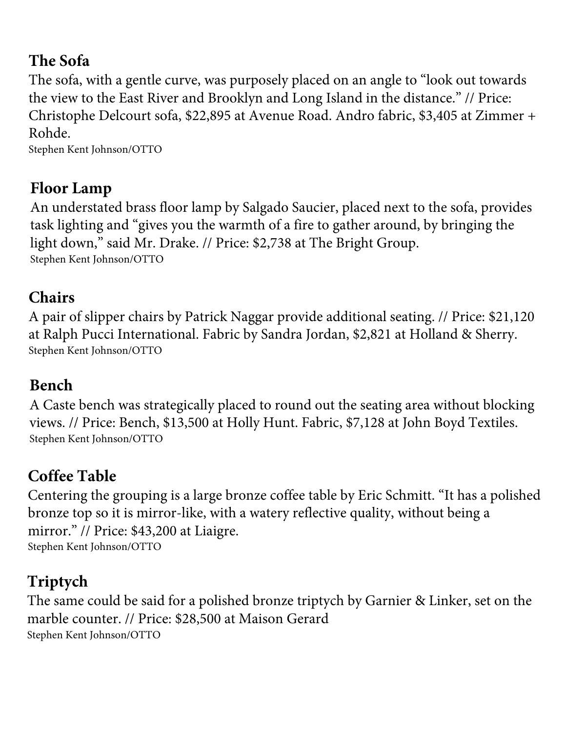## The Sofa

The sofa, with a gentle curve, was purposely placed on an angle to "look out towards the view to the East River and Brooklyn and Long Island in the distance." // Price: Christophe Delcourt sofa, $22,895 at Avenue Road. Andro fabric, $3,405 at Zimmer + Rohde.

Stephen Kent Johnson/OTTO

## Floor Lamp

An understated brass floor lamp by Salgado Saucier, placed next to the sofa, provides task lighting and "gives you the warmth of a fire to gather around, by bringing the light down," said Mr. Drake. // Price: $2,738 at The Bright Group.

Stephen Kent Johnson/OTTO

## Chairs

A pair of slipper chairs by Patrick Naggar provide additional seating. // Price: $21,120 at Ralph Pucci International. Fabric by Sandra Jordan, $2,821 at Holland & Sherry.

Stephen Kent Johnson/OTTO

## Bench

A Caste bench was strategically placed to round out the seating area without blocking views. // Price: Bench, $13,500 at Holly Hunt. Fabric, $7,128 at John Boyd Textiles.

Stephen Kent Johnson/OTTO

## Coffee Table

Centering the grouping is a large bronze coffee table by Eric Schmitt. "It has a polished bronze top so it is mirror-like, with a watery reflective quality, without being a mirror." // Price: $43,200 at Liaigre.

Stephen Kent Johnson/OTTO

## Triptych

The same could be said for a polished bronze triptych by Garnier & Linker, set on the marble counter. // Price: $28,500 at Maison Gerard

Stephen Kent Johnson/OTTO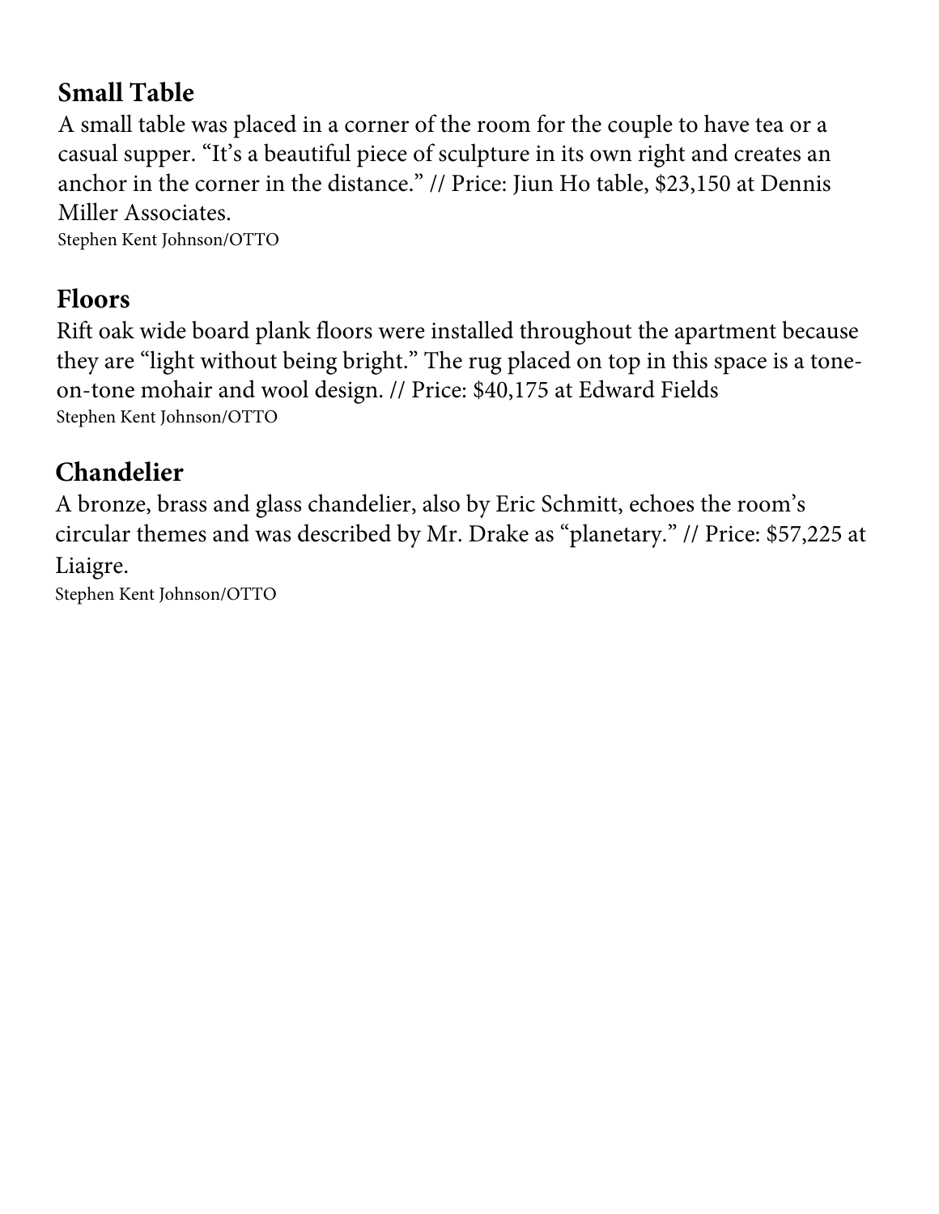## Small Table

A small table was placed in a corner of the room for the couple to have tea or a casual supper. “It’s a beautiful piece of sculpture in its own right and creates an anchor in the corner in the distance.” // Price: Jiun Ho table, $23,150 at Dennis Miller Associates.

Stephen Kent Johnson/OTTO

## Floors

Rift oak wide board plank floors were installed throughout the apartment because they are “light without being bright.” The rug placed on top in this space is a tone-on-tone mohair and wool design. // Price: $40,175 at Edward Fields

Stephen Kent Johnson/OTTO

## Chandelier

A bronze, brass and glass chandelier, also by Eric Schmitt, echoes the room’s circular themes and was described by Mr. Drake as “planetary.” // Price: $57,225 at Liaigre.

Stephen Kent Johnson/OTTO